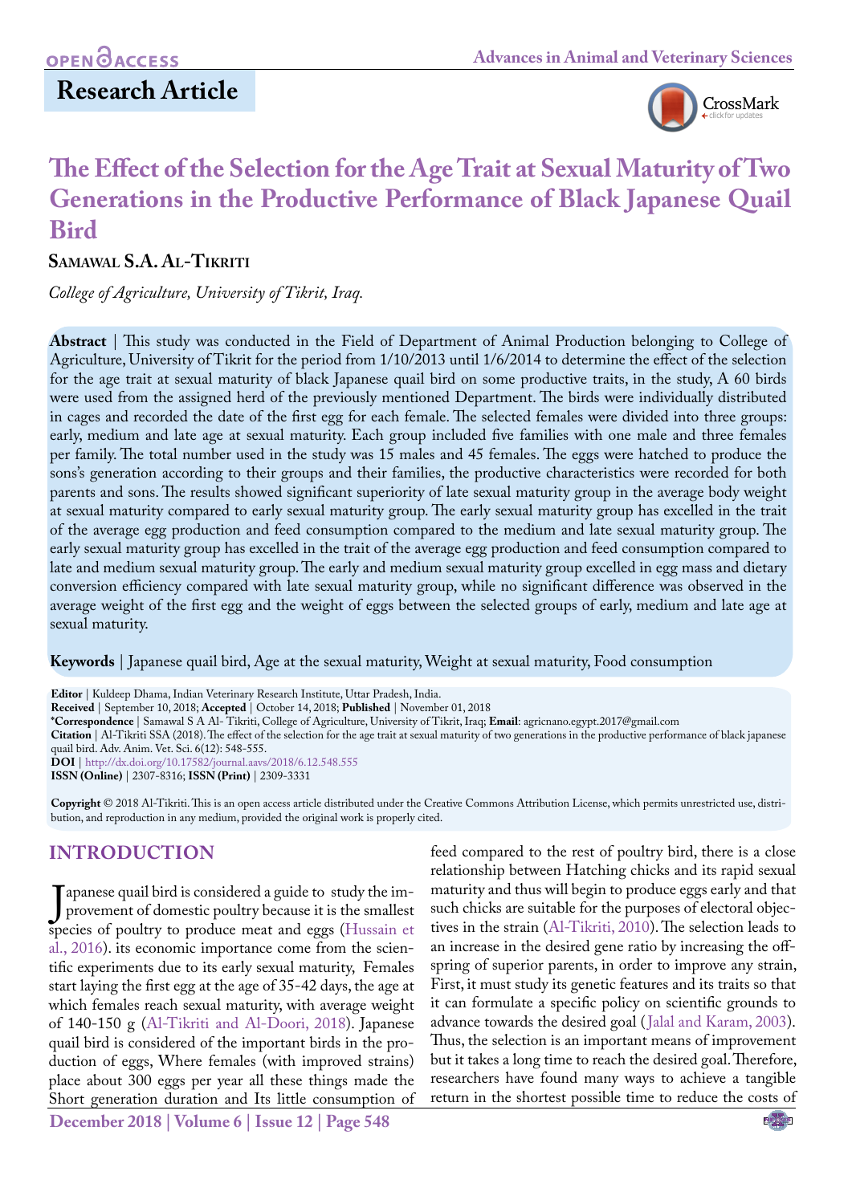OPEN ACCESS

## Research Article

# The Effect of the Selection for the Age Trait at Sexual Maturity of Two Generations in the Productive Performance of Black Japanese Quail Bird

**Samawal S.A. Al-Tikriti**

*College of Agriculture, University of Tikrit, Iraq.*

**Abstract** | This study was conducted in the Field of Department of Animal Production belonging to College of Agriculture, University of Tikrit for the period from 1/10/2013 until 1/6/2014 to determine the effect of the selection for the age trait at sexual maturity of black Japanese quail bird on some productive traits, in the study, A 60 birds were used from the assigned herd of the previously mentioned Department. The birds were individually distributed in cages and recorded the date of the first egg for each female. The selected females were divided into three groups: early, medium and late age at sexual maturity. Each group included five families with one male and three females per family. The total number used in the study was 15 males and 45 females. The eggs were hatched to produce the sons's generation according to their groups and their families, the productive characteristics were recorded for both parents and sons. The results showed significant superiority of late sexual maturity group in the average body weight at sexual maturity compared to early sexual maturity group. The early sexual maturity group has excelled in the trait of the average egg production and feed consumption compared to the medium and late sexual maturity group. The early sexual maturity group has excelled in the trait of the average egg production and feed consumption compared to late and medium sexual maturity group. The early and medium sexual maturity group excelled in egg mass and dietary conversion efficiency compared with late sexual maturity group, while no significant difference was observed in the average weight of the first egg and the weight of eggs between the selected groups of early, medium and late age at sexual maturity.

**Keywords** | Japanese quail bird, Age at the sexual maturity, Weight at sexual maturity, Food consumption

**Editor** | Kuldeep Dhama, Indian Veterinary Research Institute, Uttar Pradesh, India.
**Received** | September 10, 2018; **Accepted** | October 14, 2018; **Published** | November 01, 2018
**\*Correspondence** | Samawal S A Al- Tikriti, College of Agriculture, University of Tikrit, Iraq; **Email**: agricnano.egypt.2017@gmail.com
**Citation** | Al-Tikriti SSA (2018). The effect of the selection for the age trait at sexual maturity of two generations in the productive performance of black japanese quail bird. Adv. Anim. Vet. Sci. 6(12): 548-555.
**DOI** | http://dx.doi.org/10.17582/journal.aavs/2018/6.12.548.555
**ISSN (Online)** | 2307-8316; **ISSN (Print)** | 2309-3331

**Copyright** © 2018 Al-Tikriti. This is an open access article distributed under the Creative Commons Attribution License, which permits unrestricted use, distribution, and reproduction in any medium, provided the original work is properly cited.

## INTRODUCTION

Japanese quail bird is considered a guide to study the improvement of domestic poultry because it is the smallest species of poultry to produce meat and eggs (Hussain et al., 2016). its economic importance come from the scientific experiments due to its early sexual maturity, Females start laying the first egg at the age of 35-42 days, the age at which females reach sexual maturity, with average weight of 140-150 g (Al-Tikriti and Al-Doori, 2018). Japanese quail bird is considered of the important birds in the production of eggs, Where females (with improved strains) place about 300 eggs per year all these things made the Short generation duration and Its little consumption of feed compared to the rest of poultry bird, there is a close relationship between Hatching chicks and its rapid sexual maturity and thus will begin to produce eggs early and that such chicks are suitable for the purposes of electoral objectives in the strain (Al-Tikriti, 2010). The selection leads to an increase in the desired gene ratio by increasing the offspring of superior parents, in order to improve any strain, First, it must study its genetic features and its traits so that it can formulate a specific policy on scientific grounds to advance towards the desired goal (Jalal and Karam, 2003). Thus, the selection is an important means of improvement but it takes a long time to reach the desired goal. Therefore, researchers have found many ways to achieve a tangible return in the shortest possible time to reduce the costs of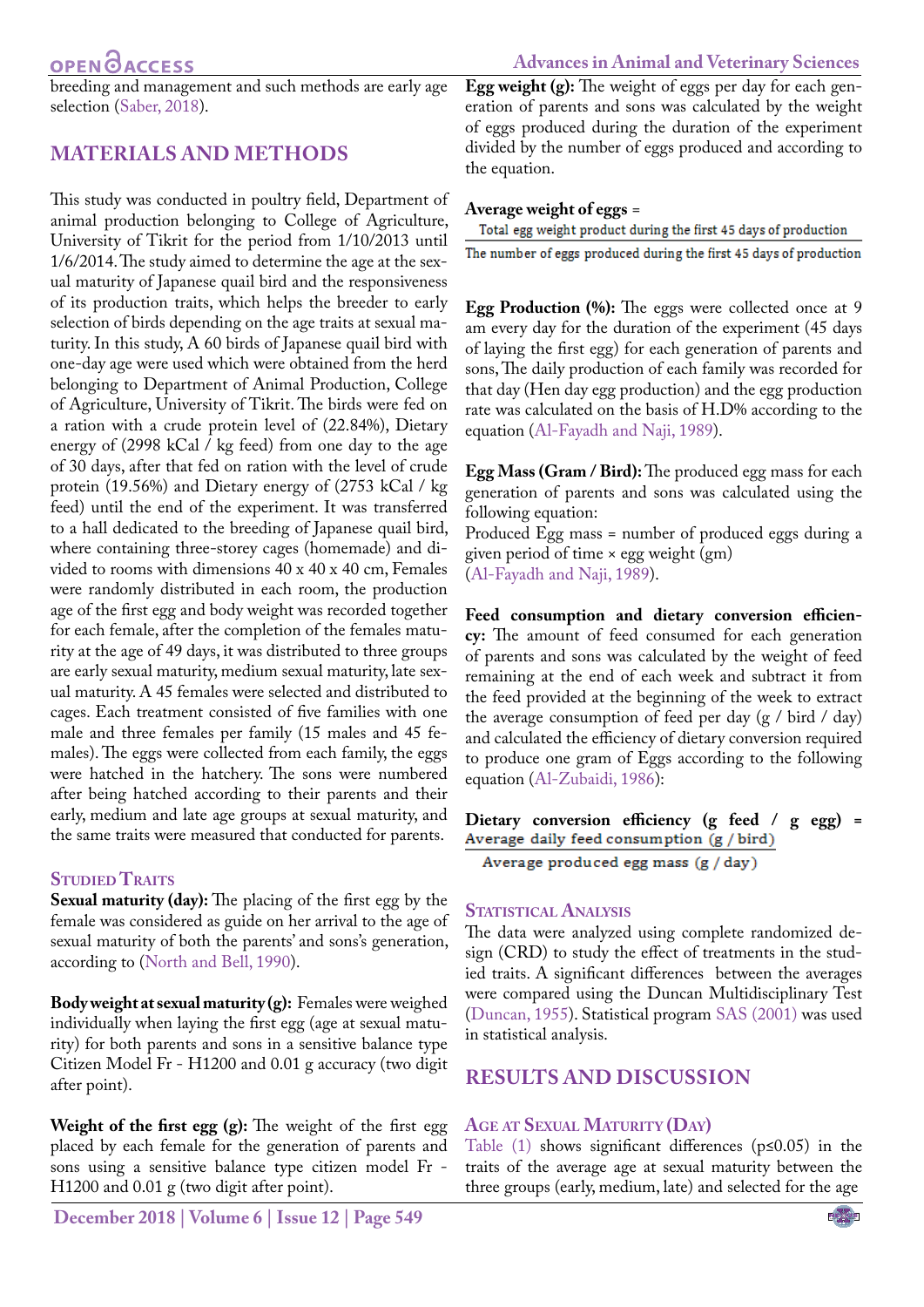breeding and management and such methods are early age selection (Saber, 2018).

## MATERIALS AND METHODS

This study was conducted in poultry field, Department of animal production belonging to College of Agriculture, University of Tikrit for the period from 1/10/2013 until 1/6/2014. The study aimed to determine the age at the sexual maturity of Japanese quail bird and the responsiveness of its production traits, which helps the breeder to early selection of birds depending on the age traits at sexual maturity. In this study, A 60 birds of Japanese quail bird with one-day age were used which were obtained from the herd belonging to Department of Animal Production, College of Agriculture, University of Tikrit. The birds were fed on a ration with a crude protein level of (22.84%), Dietary energy of (2998 kCal / kg feed) from one day to the age of 30 days, after that fed on ration with the level of crude protein (19.56%) and Dietary energy of (2753 kCal / kg feed) until the end of the experiment. It was transferred to a hall dedicated to the breeding of Japanese quail bird, where containing three-storey cages (homemade) and divided to rooms with dimensions 40 x 40 x 40 cm, Females were randomly distributed in each room, the production age of the first egg and body weight was recorded together for each female, after the completion of the females maturity at the age of 49 days, it was distributed to three groups are early sexual maturity, medium sexual maturity, late sexual maturity. A 45 females were selected and distributed to cages. Each treatment consisted of five families with one male and three females per family (15 males and 45 females). The eggs were collected from each family, the eggs were hatched in the hatchery. The sons were numbered after being hatched according to their parents and their early, medium and late age groups at sexual maturity, and the same traits were measured that conducted for parents.

### Studied Traits

**Sexual maturity (day):** The placing of the first egg by the female was considered as guide on her arrival to the age of sexual maturity of both the parents' and sons's generation, according to (North and Bell, 1990).

**Body weight at sexual maturity (g):** Females were weighed individually when laying the first egg (age at sexual maturity) for both parents and sons in a sensitive balance type Citizen Model Fr - H1200 and 0.01 g accuracy (two digit after point).

**Weight of the first egg (g):** The weight of the first egg placed by each female for the generation of parents and sons using a sensitive balance type citizen model Fr - H1200 and 0.01 g (two digit after point).

**Egg weight (g):** The weight of eggs per day for each generation of parents and sons was calculated by the weight of eggs produced during the duration of the experiment divided by the number of eggs produced and according to the equation.

$$\text{Average weight of eggs} = \frac{\text{Total egg weight product during the first 45 days of production}}{\text{The number of eggs produced during the first 45 days of production}}$$

**Egg Production (%):** The eggs were collected once at 9 am every day for the duration of the experiment (45 days of laying the first egg) for each generation of parents and sons, The daily production of each family was recorded for that day (Hen day egg production) and the egg production rate was calculated on the basis of H.D% according to the equation (Al-Fayadh and Naji, 1989).

**Egg Mass (Gram / Bird):** The produced egg mass for each generation of parents and sons was calculated using the following equation:
Produced Egg mass = number of produced eggs during a given period of time × egg weight (gm)
(Al-Fayadh and Naji, 1989).

**Feed consumption and dietary conversion efficiency:** The amount of feed consumed for each generation of parents and sons was calculated by the weight of feed remaining at the end of each week and subtract it from the feed provided at the beginning of the week to extract the average consumption of feed per day (g / bird / day) and calculated the efficiency of dietary conversion required to produce one gram of Eggs according to the following equation (Al-Zubaidi, 1986):

$$\text{Dietary conversion efficiency (g feed / g egg)} = \frac{\text{Average daily feed consumption (g / bird)}}{\text{Average produced egg mass (g / day)}}$$

### Statistical Analysis

The data were analyzed using complete randomized design (CRD) to study the effect of treatments in the studied traits. A significant differences between the averages were compared using the Duncan Multidisciplinary Test (Duncan, 1955). Statistical program SAS (2001) was used in statistical analysis.

## RESULTS AND DISCUSSION

### Age at Sexual Maturity (Day)

Table (1) shows significant differences ($p \leq 0.05$) in the traits of the average age at sexual maturity between the three groups (early, medium, late) and selected for the age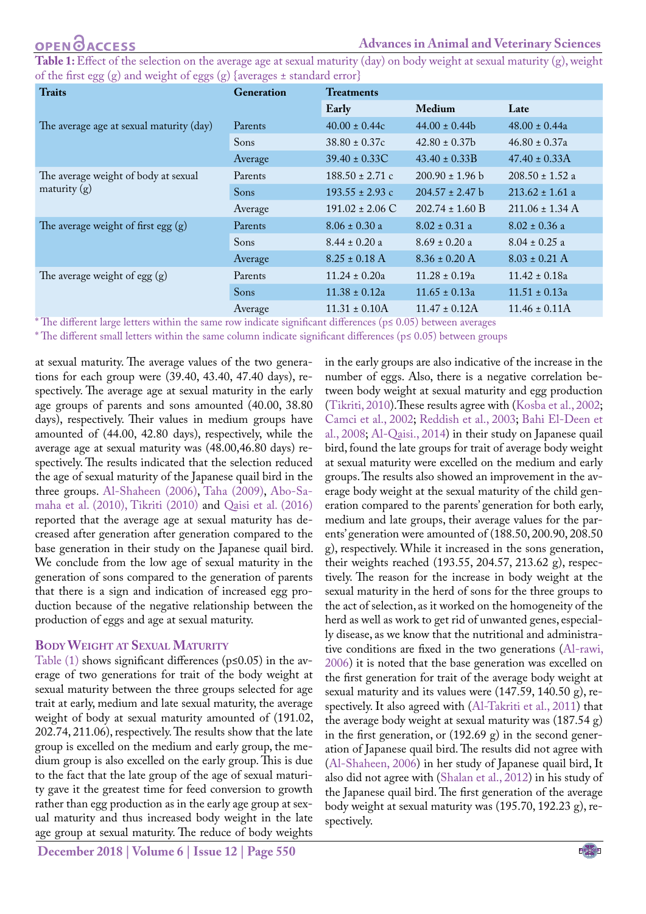**Table 1:** Effect of the selection on the average age at sexual maturity (day) on body weight at sexual maturity (g), weight of the first egg (g) and weight of eggs (g) {averages ± standard error}

| Traits | Generation | Treatments | | |
|---|---|---|---|---|
| | | Early | Medium | Late |
| The average age at sexual maturity (day) | Parents | 40.00 ± 0.44c | 44.00 ± 0.44b | 48.00 ± 0.44a |
| | Sons | 38.80 ± 0.37c | 42.80 ± 0.37b | 46.80 ± 0.37a |
| | Average | 39.40 ± 0.33C | 43.40 ± 0.33B | 47.40 ± 0.33A |
| The average weight of body at sexual maturity (g) | Parents | 188.50 ± 2.71 c | 200.90 ± 1.96 b | 208.50 ± 1.52 a |
| | Sons | 193.55 ± 2.93 c | 204.57 ± 2.47 b | 213.62 ± 1.61 a |
| | Average | 191.02 ± 2.06 C | 202.74 ± 1.60 B | 211.06 ± 1.34 A |
| The average weight of first egg (g) | Parents | 8.06 ± 0.30 a | 8.02 ± 0.31 a | 8.02 ± 0.36 a |
| | Sons | 8.44 ± 0.20 a | 8.69 ± 0.20 a | 8.04 ± 0.25 a |
| | Average | 8.25 ± 0.18 A | 8.36 ± 0.20 A | 8.03 ± 0.21 A |
| The average weight of egg (g) | Parents | 11.24 ± 0.20a | 11.28 ± 0.19a | 11.42 ± 0.18a |
| | Sons | 11.38 ± 0.12a | 11.65 ± 0.13a | 11.51 ± 0.13a |
| | Average | 11.31 ± 0.10A | 11.47 ± 0.12A | 11.46 ± 0.11A |

* The different large letters within the same row indicate significant differences ($p \leq 0.05$) between averages

* The different small letters within the same column indicate significant differences ($p \leq 0.05$) between groups

at sexual maturity. The average values of the two generations for each group were (39.40, 43.40, 47.40 days), respectively. The average age at sexual maturity in the early age groups of parents and sons amounted (40.00, 38.80 days), respectively. Their values in medium groups have amounted of (44.00, 42.80 days), respectively, while the average age at sexual maturity was (48.00,46.80 days) respectively. The results indicated that the selection reduced the age of sexual maturity of the Japanese quail bird in the three groups. Al-Shaheen (2006), Taha (2009), Abo-Samaha et al. (2010), Tikriti (2010) and Qaisi et al. (2016) reported that the average age at sexual maturity has decreased after generation after generation compared to the base generation in their study on the Japanese quail bird. We conclude from the low age of sexual maturity in the generation of sons compared to the generation of parents that there is a sign and indication of increased egg production because of the negative relationship between the production of eggs and age at sexual maturity.

## Body Weight at Sexual Maturity

Table (1) shows significant differences ($p \leq 0.05$) in the average of two generations for trait of the body weight at sexual maturity between the three groups selected for age trait at early, medium and late sexual maturity, the average weight of body at sexual maturity amounted of (191.02, 202.74, 211.06), respectively. The results show that the late group is excelled on the medium and early group, the medium group is also excelled on the early group. This is due to the fact that the late group of the age of sexual maturity gave it the greatest time for feed conversion to growth rather than egg production as in the early age group at sexual maturity and thus increased body weight in the late age group at sexual maturity. The reduce of body weights in the early groups are also indicative of the increase in the number of eggs. Also, there is a negative correlation between body weight at sexual maturity and egg production (Tikriti, 2010).These results agree with (Kosba et al., 2002; Camci et al., 2002; Reddish et al., 2003; Bahi El-Deen et al., 2008; Al-Qaisi., 2014) in their study on Japanese quail bird, found the late groups for trait of average body weight at sexual maturity were excelled on the medium and early groups. The results also showed an improvement in the average body weight at the sexual maturity of the child generation compared to the parents' generation for both early, medium and late groups, their average values for the parents' generation were amounted of (188.50, 200.90, 208.50 g), respectively. While it increased in the sons generation, their weights reached (193.55, 204.57, 213.62 g), respectively. The reason for the increase in body weight at the sexual maturity in the herd of sons for the three groups to the act of selection, as it worked on the homogeneity of the herd as well as work to get rid of unwanted genes, especially disease, as we know that the nutritional and administrative conditions are fixed in the two generations (Al-rawi, 2006) it is noted that the base generation was excelled on the first generation for trait of the average body weight at sexual maturity and its values were (147.59, 140.50 g), respectively. It also agreed with (Al-Takriti et al., 2011) that the average body weight at sexual maturity was (187.54 g) in the first generation, or (192.69 g) in the second generation of Japanese quail bird. The results did not agree with (Al-Shaheen, 2006) in her study of Japanese quail bird, It also did not agree with (Shalan et al., 2012) in his study of the Japanese quail bird. The first generation of the average body weight at sexual maturity was (195.70, 192.23 g), respectively.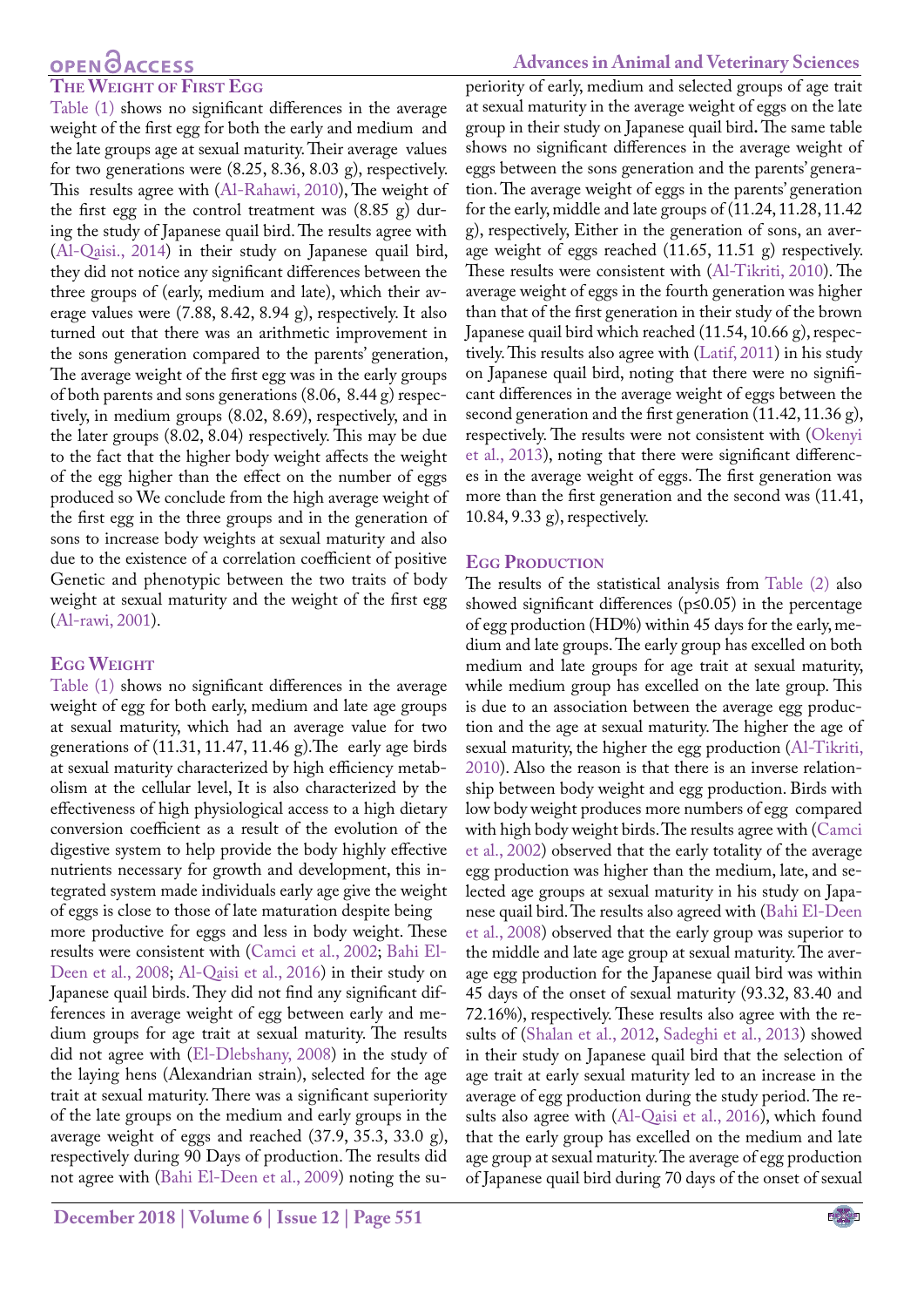### The Weight of First Egg

Table (1) shows no significant differences in the average weight of the first egg for both the early and medium and the late groups age at sexual maturity. Their average values for two generations were (8.25, 8.36, 8.03 g), respectively. This results agree with (Al-Rahawi, 2010), The weight of the first egg in the control treatment was (8.85 g) during the study of Japanese quail bird. The results agree with (Al-Qaisi., 2014) in their study on Japanese quail bird, they did not notice any significant differences between the three groups of (early, medium and late), which their average values were (7.88, 8.42, 8.94 g), respectively. It also turned out that there was an arithmetic improvement in the sons generation compared to the parents' generation, The average weight of the first egg was in the early groups of both parents and sons generations (8.06, 8.44 g) respectively, in medium groups (8.02, 8.69), respectively, and in the later groups (8.02, 8.04) respectively. This may be due to the fact that the higher body weight affects the weight of the egg higher than the effect on the number of eggs produced so We conclude from the high average weight of the first egg in the three groups and in the generation of sons to increase body weights at sexual maturity and also due to the existence of a correlation coefficient of positive Genetic and phenotypic between the two traits of body weight at sexual maturity and the weight of the first egg (Al-rawi, 2001).

### Egg Weight

Table (1) shows no significant differences in the average weight of egg for both early, medium and late age groups at sexual maturity, which had an average value for two generations of (11.31, 11.47, 11.46 g).The early age birds at sexual maturity characterized by high efficiency metabolism at the cellular level, It is also characterized by the effectiveness of high physiological access to a high dietary conversion coefficient as a result of the evolution of the digestive system to help provide the body highly effective nutrients necessary for growth and development, this integrated system made individuals early age give the weight of eggs is close to those of late maturation despite being more productive for eggs and less in body weight. These results were consistent with (Camci et al., 2002; Bahi El-Deen et al., 2008; Al-Qaisi et al., 2016) in their study on Japanese quail birds. They did not find any significant differences in average weight of egg between early and medium groups for age trait at sexual maturity. The results did not agree with (El-Dlebshany, 2008) in the study of the laying hens (Alexandrian strain), selected for the age trait at sexual maturity. There was a significant superiority of the late groups on the medium and early groups in the average weight of eggs and reached (37.9, 35.3, 33.0 g), respectively during 90 Days of production. The results did not agree with (Bahi El-Deen et al., 2009) noting the superiority of early, medium and selected groups of age trait at sexual maturity in the average weight of eggs on the late group in their study on Japanese quail bird**.** The same table shows no significant differences in the average weight of eggs between the sons generation and the parents' generation. The average weight of eggs in the parents' generation for the early, middle and late groups of (11.24, 11.28, 11.42 g), respectively, Either in the generation of sons, an average weight of eggs reached (11.65, 11.51 g) respectively. These results were consistent with (Al-Tikriti, 2010). The average weight of eggs in the fourth generation was higher than that of the first generation in their study of the brown Japanese quail bird which reached (11.54, 10.66 g), respectively. This results also agree with (Latif, 2011) in his study on Japanese quail bird, noting that there were no significant differences in the average weight of eggs between the second generation and the first generation (11.42, 11.36 g), respectively. The results were not consistent with (Okenyi et al., 2013), noting that there were significant differences in the average weight of eggs. The first generation was more than the first generation and the second was (11.41, 10.84, 9.33 g), respectively.

### Egg Production

The results of the statistical analysis from Table (2) also showed significant differences ($p \leq 0.05$) in the percentage of egg production (HD%) within 45 days for the early, medium and late groups. The early group has excelled on both medium and late groups for age trait at sexual maturity, while medium group has excelled on the late group. This is due to an association between the average egg production and the age at sexual maturity. The higher the age of sexual maturity, the higher the egg production (Al-Tikriti, 2010). Also the reason is that there is an inverse relationship between body weight and egg production. Birds with low body weight produces more numbers of egg compared with high body weight birds. The results agree with (Camci et al., 2002) observed that the early totality of the average egg production was higher than the medium, late, and selected age groups at sexual maturity in his study on Japanese quail bird. The results also agreed with (Bahi El-Deen et al., 2008) observed that the early group was superior to the middle and late age group at sexual maturity. The average egg production for the Japanese quail bird was within 45 days of the onset of sexual maturity (93.32, 83.40 and 72.16%), respectively. These results also agree with the results of (Shalan et al., 2012, Sadeghi et al., 2013) showed in their study on Japanese quail bird that the selection of age trait at early sexual maturity led to an increase in the average of egg production during the study period. The results also agree with (Al-Qaisi et al., 2016), which found that the early group has excelled on the medium and late age group at sexual maturity. The average of egg production of Japanese quail bird during 70 days of the onset of sexual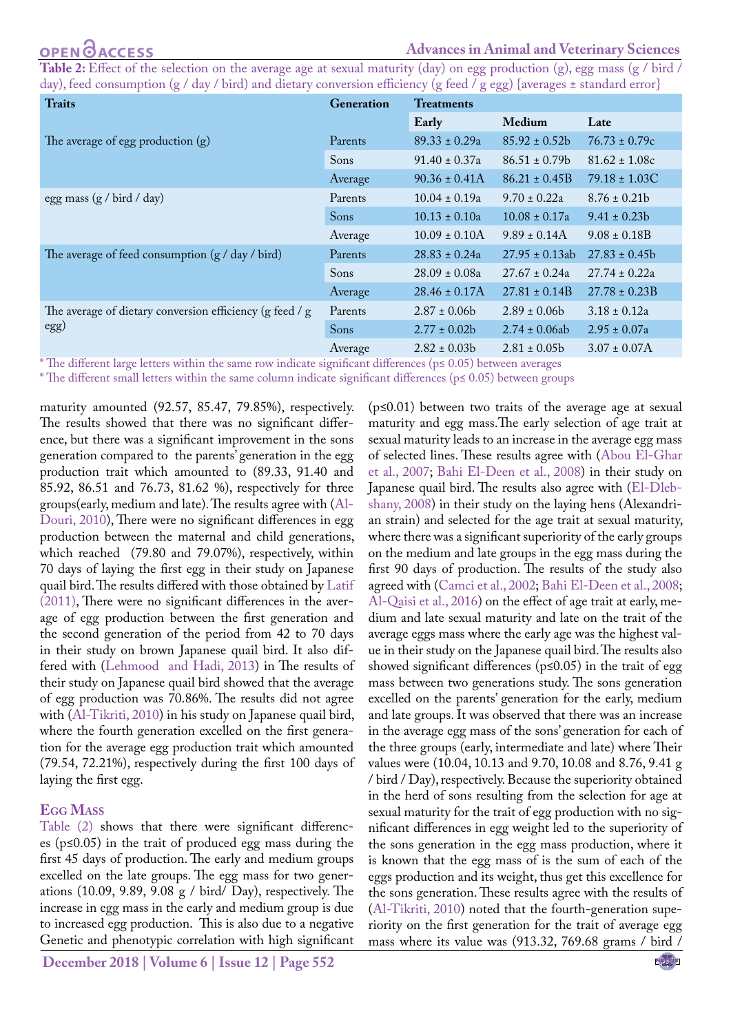**Table 2:** Effect of the selection on the average age at sexual maturity (day) on egg production (g), egg mass (g / bird / day), feed consumption (g / day / bird) and dietary conversion efficiency (g feed / g egg) {averages ± standard error}

| Traits | Generation | Treatments | | |
|---|---|---|---|---|
| | | Early | Medium | Late |
| The average of egg production (g) | Parents | 89.33 ± 0.29a | 85.92 ± 0.52b | 76.73 ± 0.79c |
| | Sons | 91.40 ± 0.37a | 86.51 ± 0.79b | 81.62 ± 1.08c |
| | Average | 90.36 ± 0.41A | 86.21 ± 0.45B | 79.18 ± 1.03C |
| egg mass (g / bird / day) | Parents | 10.04 ± 0.19a | 9.70 ± 0.22a | 8.76 ± 0.21b |
| | Sons | 10.13 ± 0.10a | 10.08 ± 0.17a | 9.41 ± 0.23b |
| | Average | 10.09 ± 0.10A | 9.89 ± 0.14A | 9.08 ± 0.18B |
| The average of feed consumption (g / day / bird) | Parents | 28.83 ± 0.24a | 27.95 ± 0.13ab | 27.83 ± 0.45b |
| | Sons | 28.09 ± 0.08a | 27.67 ± 0.24a | 27.74 ± 0.22a |
| | Average | 28.46 ± 0.17A | 27.81 ± 0.14B | 27.78 ± 0.23B |
| The average of dietary conversion efficiency (g feed / g egg) | Parents | 2.87 ± 0.06b | 2.89 ± 0.06b | 3.18 ± 0.12a |
| | Sons | 2.77 ± 0.02b | 2.74 ± 0.06ab | 2.95 ± 0.07a |
| | Average | 2.82 ± 0.03b | 2.81 ± 0.05b | 3.07 ± 0.07A |

* The different large letters within the same row indicate significant differences (p≤ 0.05) between averages

* The different small letters within the same column indicate significant differences (p≤ 0.05) between groups

maturity amounted (92.57, 85.47, 79.85%), respectively. The results showed that there was no significant difference, but there was a significant improvement in the sons generation compared to the parents' generation in the egg production trait which amounted to (89.33, 91.40 and 85.92, 86.51 and 76.73, 81.62 %), respectively for three groups(early, medium and late). The results agree with (Al-Douri, 2010), There were no significant differences in egg production between the maternal and child generations, which reached (79.80 and 79.07%), respectively, within 70 days of laying the first egg in their study on Japanese quail bird. The results differed with those obtained by Latif (2011), There were no significant differences in the average of egg production between the first generation and the second generation of the period from 42 to 70 days in their study on brown Japanese quail bird. It also differed with (Lehmood and Hadi, 2013) in The results of their study on Japanese quail bird showed that the average of egg production was 70.86%. The results did not agree with (Al-Tikriti, 2010) in his study on Japanese quail bird, where the fourth generation excelled on the first generation for the average egg production trait which amounted (79.54, 72.21%), respectively during the first 100 days of laying the first egg.

## Egg Mass

Table (2) shows that there were significant differences (p≤0.05) in the trait of produced egg mass during the first 45 days of production. The early and medium groups excelled on the late groups. The egg mass for two generations (10.09, 9.89, 9.08 g / bird/ Day), respectively. The increase in egg mass in the early and medium group is due to increased egg production. This is also due to a negative Genetic and phenotypic correlation with high significant (p≤0.01) between two traits of the average age at sexual maturity and egg mass.The early selection of age trait at sexual maturity leads to an increase in the average egg mass of selected lines. These results agree with (Abou El-Ghar et al., 2007; Bahi El-Deen et al., 2008) in their study on Japanese quail bird. The results also agree with (El-Dlebshany, 2008) in their study on the laying hens (Alexandrian strain) and selected for the age trait at sexual maturity, where there was a significant superiority of the early groups on the medium and late groups in the egg mass during the first 90 days of production. The results of the study also agreed with (Camci et al., 2002; Bahi El-Deen et al., 2008; Al-Qaisi et al., 2016) on the effect of age trait at early, medium and late sexual maturity and late on the trait of the average eggs mass where the early age was the highest value in their study on the Japanese quail bird. The results also showed significant differences (p≤0.05) in the trait of egg mass between two generations study. The sons generation excelled on the parents' generation for the early, medium and late groups. It was observed that there was an increase in the average egg mass of the sons' generation for each of the three groups (early, intermediate and late) where Their values were (10.04, 10.13 and 9.70, 10.08 and 8.76, 9.41 g / bird / Day), respectively. Because the superiority obtained in the herd of sons resulting from the selection for age at sexual maturity for the trait of egg production with no significant differences in egg weight led to the superiority of the sons generation in the egg mass production, where it is known that the egg mass of is the sum of each of the eggs production and its weight, thus get this excellence for the sons generation. These results agree with the results of (Al-Tikriti, 2010) noted that the fourth-generation superiority on the first generation for the trait of average egg mass where its value was (913.32, 769.68 grams / bird /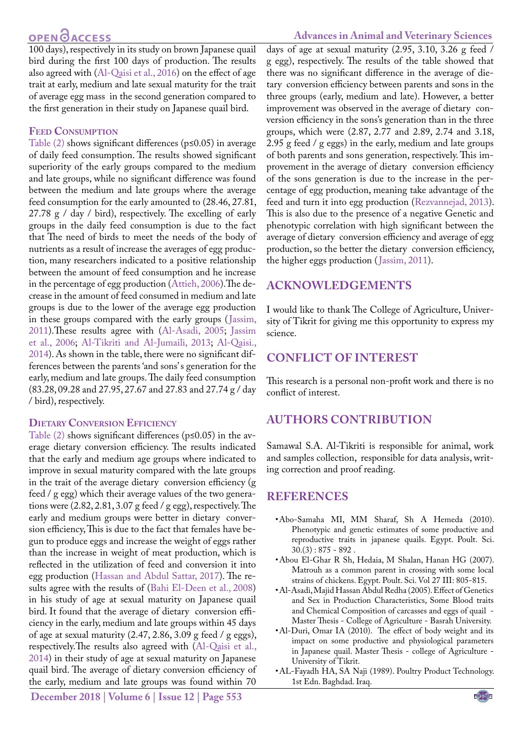100 days), respectively in its study on brown Japanese quail bird during the first 100 days of production. The results also agreed with (Al-Qaisi et al., 2016) on the effect of age trait at early, medium and late sexual maturity for the trait of average egg mass in the second generation compared to the first generation in their study on Japanese quail bird.

### Feed Consumption

Table (2) shows significant differences (p≤0.05) in average of daily feed consumption. The results showed significant superiority of the early groups compared to the medium and late groups, while no significant difference was found between the medium and late groups where the average feed consumption for the early amounted to (28.46, 27.81, 27.78 g / day / bird), respectively. The excelling of early groups in the daily feed consumption is due to the fact that The need of birds to meet the needs of the body of nutrients as a result of increase the averages of egg production, many researchers indicated to a positive relationship between the amount of feed consumption and he increase in the percentage of egg production (Attieh, 2006).The decrease in the amount of feed consumed in medium and late groups is due to the lower of the average egg production in these groups compared with the early groups (Jassim, 2011).These results agree with (Al-Asadi, 2005; Jassim et al., 2006; Al-Tikriti and Al-Jumaili, 2013; Al-Qaisi., 2014). As shown in the table, there were no significant differences between the parents 'and sons' s generation for the early, medium and late groups. The daily feed consumption (83.28, 09.28 and 27.95, 27.67 and 27.83 and 27.74 g / day / bird), respectively.

### Dietary Conversion Efficiency

Table (2) shows significant differences (p≤0.05) in the average dietary conversion efficiency. The results indicated that the early and medium age groups where indicated to improve in sexual maturity compared with the late groups in the trait of the average dietary conversion efficiency (g feed / g egg) which their average values of the two generations were (2.82, 2.81, 3.07 g feed / g egg), respectively. The early and medium groups were better in dietary conversion efficiency, This is due to the fact that females have begun to produce eggs and increase the weight of eggs rather than the increase in weight of meat production, which is reflected in the utilization of feed and conversion it into egg production (Hassan and Abdul Sattar, 2017). The results agree with the results of (Bahi El-Deen et al., 2008) in his study of age at sexual maturity on Japanese quail bird. It found that the average of dietary conversion efficiency in the early, medium and late groups within 45 days of age at sexual maturity (2.47, 2.86, 3.09 g feed / g eggs), respectively.The results also agreed with (Al-Qaisi et al., 2014) in their study of age at sexual maturity on Japanese quail bird. The average of dietary conversion efficiency of the early, medium and late groups was found within 70 days of age at sexual maturity (2.95, 3.10, 3.26 g feed / g egg), respectively. The results of the table showed that there was no significant difference in the average of dietary conversion efficiency between parents and sons in the three groups (early, medium and late). However, a better improvement was observed in the average of dietary conversion efficiency in the sons's generation than in the three groups, which were (2.87, 2.77 and 2.89, 2.74 and 3.18, 2.95 g feed / g eggs) in the early, medium and late groups of both parents and sons generation, respectively. This improvement in the average of dietary conversion efficiency of the sons generation is due to the increase in the percentage of egg production, meaning take advantage of the feed and turn it into egg production (Rezvannejad, 2013). This is also due to the presence of a negative Genetic and phenotypic correlation with high significant between the average of dietary conversion efficiency and average of egg production, so the better the dietary conversion efficiency, the higher eggs production (Jassim, 2011).

## Acknowledgements

I would like to thank The College of Agriculture, University of Tikrit for giving me this opportunity to express my science.

## Conflict of Interest

This research is a personal non-profit work and there is no conflict of interest.

## Authors Contribution

Samawal S.A. Al-Tikriti is responsible for animal, work and samples collection, responsible for data analysis, writing correction and proof reading.

## References

- Abo-Samaha MI, MM Sharaf, Sh A Hemeda (2010). Phenotypic and genetic estimates of some productive and reproductive traits in japanese quails. Egypt. Poult. Sci. 30.(3) : 875 - 892 .
- Abou El-Ghar R Sh, Hedaia, M Shalan, Hanan HG (2007). Matrouh as a common parent in crossing with some local strains of chickens. Egypt. Poult. Sci. Vol 27 III: 805-815.
- Al-Asadi, Majid Hassan Abdul Redha (2005). Effect of Genetics and Sex in Production Characteristics, Some Blood traits and Chemical Composition of carcasses and eggs of quail - Master Thesis - College of Agriculture - Basrah University.
- Al-Duri, Omar IA (2010). The effect of body weight and its impact on some productive and physiological parameters in Japanese quail. Master Thesis - college of Agriculture - University of Tikrit.
- AL-Fayadh HA, SA Naji (1989). Poultry Product Technology. 1st Edn. Baghdad. Iraq.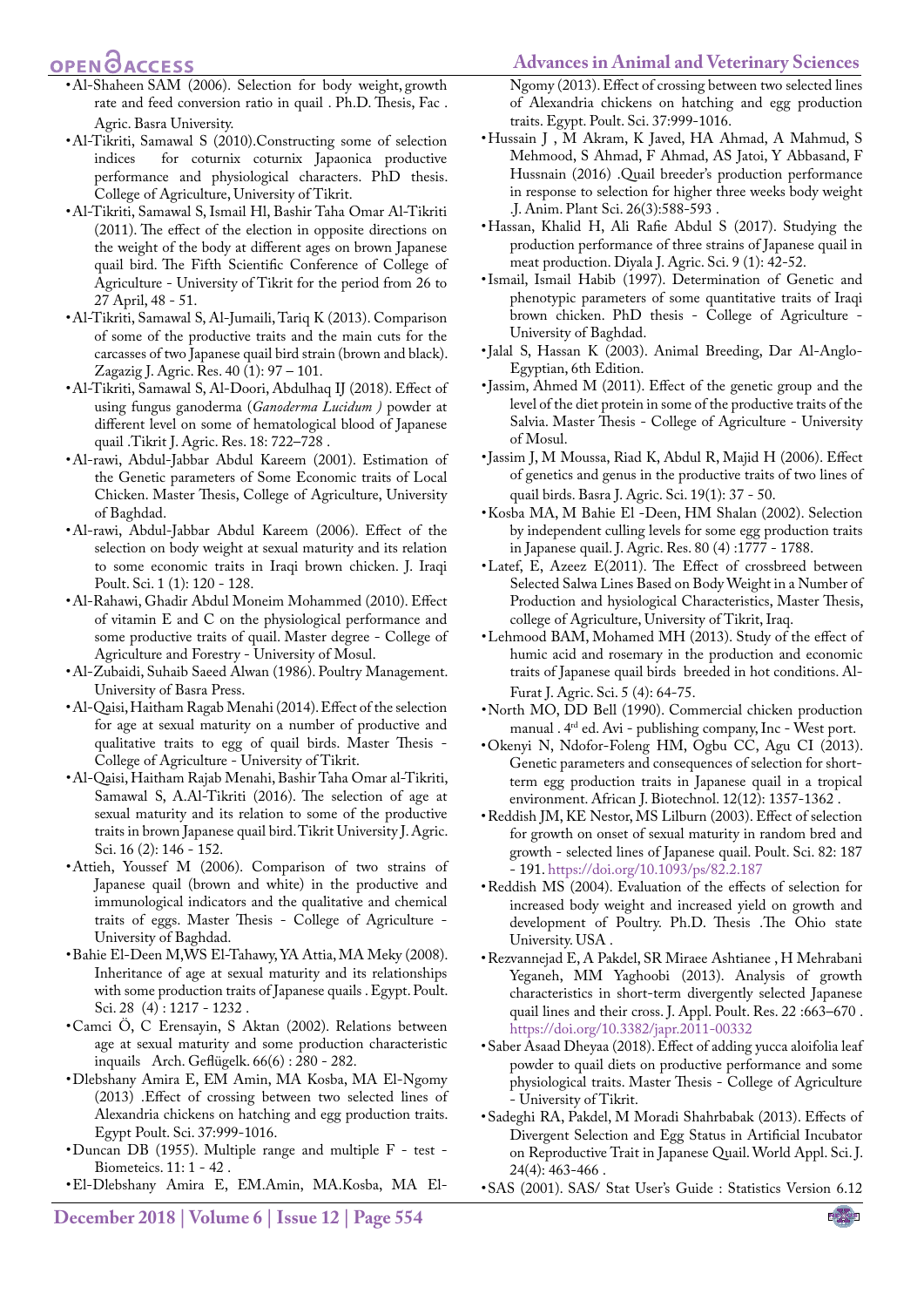- Al-Shaheen SAM (2006). Selection for body weight, growth rate and feed conversion ratio in quail . Ph.D. Thesis, Fac . Agric. Basra University.
- Al-Tikriti, Samawal S (2010).Constructing some of selection indices for coturnix coturnix Japaonica productive performance and physiological characters. PhD thesis. College of Agriculture, University of Tikrit.
- Al-Tikriti, Samawal S, Ismail Hl, Bashir Taha Omar Al-Tikriti (2011). The effect of the election in opposite directions on the weight of the body at different ages on brown Japanese quail bird. The Fifth Scientific Conference of College of Agriculture - University of Tikrit for the period from 26 to 27 April, 48 - 51.
- Al-Tikriti, Samawal S, Al-Jumaili, Tariq K (2013). Comparison of some of the productive traits and the main cuts for the carcasses of two Japanese quail bird strain (brown and black). Zagazig J. Agric. Res. 40 (1): 97 – 101.
- Al-Tikriti, Samawal S, Al-Doori, Abdulhaq IJ (2018). Effect of using fungus ganoderma (*Ganoderma Lucidum )* powder at different level on some of hematological blood of Japanese quail .Tikrit J. Agric. Res. 18: 722–728 .
- Al-rawi, Abdul-Jabbar Abdul Kareem (2001). Estimation of the Genetic parameters of Some Economic traits of Local Chicken. Master Thesis, College of Agriculture, University of Baghdad.
- Al-rawi, Abdul-Jabbar Abdul Kareem (2006). Effect of the selection on body weight at sexual maturity and its relation to some economic traits in Iraqi brown chicken. J. Iraqi Poult. Sci. 1 (1): 120 - 128.
- Al-Rahawi, Ghadir Abdul Moneim Mohammed (2010). Effect of vitamin E and C on the physiological performance and some productive traits of quail. Master degree - College of Agriculture and Forestry - University of Mosul.
- Al-Zubaidi, Suhaib Saeed Alwan (1986). Poultry Management. University of Basra Press.
- Al-Qaisi, Haitham Ragab Menahi (2014). Effect of the selection for age at sexual maturity on a number of productive and qualitative traits to egg of quail birds. Master Thesis - College of Agriculture - University of Tikrit.
- Al-Qaisi, Haitham Rajab Menahi, Bashir Taha Omar al-Tikriti, Samawal S, A.Al-Tikriti (2016). The selection of age at sexual maturity and its relation to some of the productive traits in brown Japanese quail bird. Tikrit University J. Agric. Sci. 16 (2): 146 - 152.
- Attieh, Youssef M (2006). Comparison of two strains of Japanese quail (brown and white) in the productive and immunological indicators and the qualitative and chemical traits of eggs. Master Thesis - College of Agriculture - University of Baghdad.
- Bahie El-Deen M,WS El-Tahawy, YA Attia, MA Meky (2008). Inheritance of age at sexual maturity and its relationships with some production traits of Japanese quails . Egypt. Poult. Sci. 28 (4) : 1217 - 1232 .
- Camci Ö, C Erensayin, S Aktan (2002). Relations between age at sexual maturity and some production characteristic inquails Arch. Geflügelk. 66(6) : 280 - 282.
- Dlebshany Amira E, EM Amin, MA Kosba, MA El-Ngomy (2013) .Effect of crossing between two selected lines of Alexandria chickens on hatching and egg production traits. Egypt Poult. Sci. 37:999-1016.
- Duncan DB (1955). Multiple range and multiple F - test - Biometeics. 11: 1 - 42 .
- El-Dlebshany Amira E, EM.Amin, MA.Kosba, MA El-Ngomy (2013). Effect of crossing between two selected lines of Alexandria chickens on hatching and egg production traits. Egypt. Poult. Sci. 37:999-1016.
- Hussain J , M Akram, K Javed, HA Ahmad, A Mahmud, S Mehmood, S Ahmad, F Ahmad, AS Jatoi, Y Abbasand, F Hussnain (2016) .Quail breeder's production performance in response to selection for higher three weeks body weight .J. Anim. Plant Sci. 26(3):588-593 .
- Hassan, Khalid H, Ali Rafie Abdul S (2017). Studying the production performance of three strains of Japanese quail in meat production. Diyala J. Agric. Sci. 9 (1): 42-52.
- Ismail, Ismail Habib (1997). Determination of Genetic and phenotypic parameters of some quantitative traits of Iraqi brown chicken. PhD thesis - College of Agriculture - University of Baghdad.
- Jalal S, Hassan K (2003). Animal Breeding, Dar Al-Anglo-Egyptian, 6th Edition.
- Jassim, Ahmed M (2011). Effect of the genetic group and the level of the diet protein in some of the productive traits of the Salvia. Master Thesis - College of Agriculture - University of Mosul.
- Jassim J, M Moussa, Riad K, Abdul R, Majid H (2006). Effect of genetics and genus in the productive traits of two lines of quail birds. Basra J. Agric. Sci. 19(1): 37 - 50.
- Kosba MA, M Bahie El -Deen, HM Shalan (2002). Selection by independent culling levels for some egg production traits in Japanese quail. J. Agric. Res. 80 (4) :1777 - 1788.
- Latef, E, Azeez E(2011). The Effect of crossbreed between Selected Salwa Lines Based on Body Weight in a Number of Production and hysiological Characteristics, Master Thesis, college of Agriculture, University of Tikrit, Iraq.
- Lehmood BAM, Mohamed MH (2013). Study of the effect of humic acid and rosemary in the production and economic traits of Japanese quail birds breeded in hot conditions. Al-Furat J. Agric. Sci. 5 (4): 64-75.
- North MO, DD Bell (1990). Commercial chicken production manual . 4rd ed. Avi - publishing company, Inc - West port.
- Okenyi N, Ndofor-Foleng HM, Ogbu CC, Agu CI (2013). Genetic parameters and consequences of selection for short-term egg production traits in Japanese quail in a tropical environment. African J. Biotechnol. 12(12): 1357-1362 .
- Reddish JM, KE Nestor, MS Lilburn (2003). Effect of selection for growth on onset of sexual maturity in random bred and growth - selected lines of Japanese quail. Poult. Sci. 82: 187 - 191. https://doi.org/10.1093/ps/82.2.187
- Reddish MS (2004). Evaluation of the effects of selection for increased body weight and increased yield on growth and development of Poultry. Ph.D. Thesis .The Ohio state University. USA .
- Rezvannejad E, A Pakdel, SR Miraee Ashtianee , H Mehrabani Yeganeh, MM Yaghoobi (2013). Analysis of growth characteristics in short-term divergently selected Japanese quail lines and their cross. J. Appl. Poult. Res. 22 :663–670 . https://doi.org/10.3382/japr.2011-00332
- Saber Asaad Dheyaa (2018). Effect of adding yucca aloifolia leaf powder to quail diets on productive performance and some physiological traits. Master Thesis - College of Agriculture - University of Tikrit.
- Sadeghi RA, Pakdel, M Moradi Shahrbabak (2013). Effects of Divergent Selection and Egg Status in Artificial Incubator on Reproductive Trait in Japanese Quail. World Appl. Sci. J. 24(4): 463-466 .
- SAS (2001). SAS/ Stat User's Guide : Statistics Version 6.12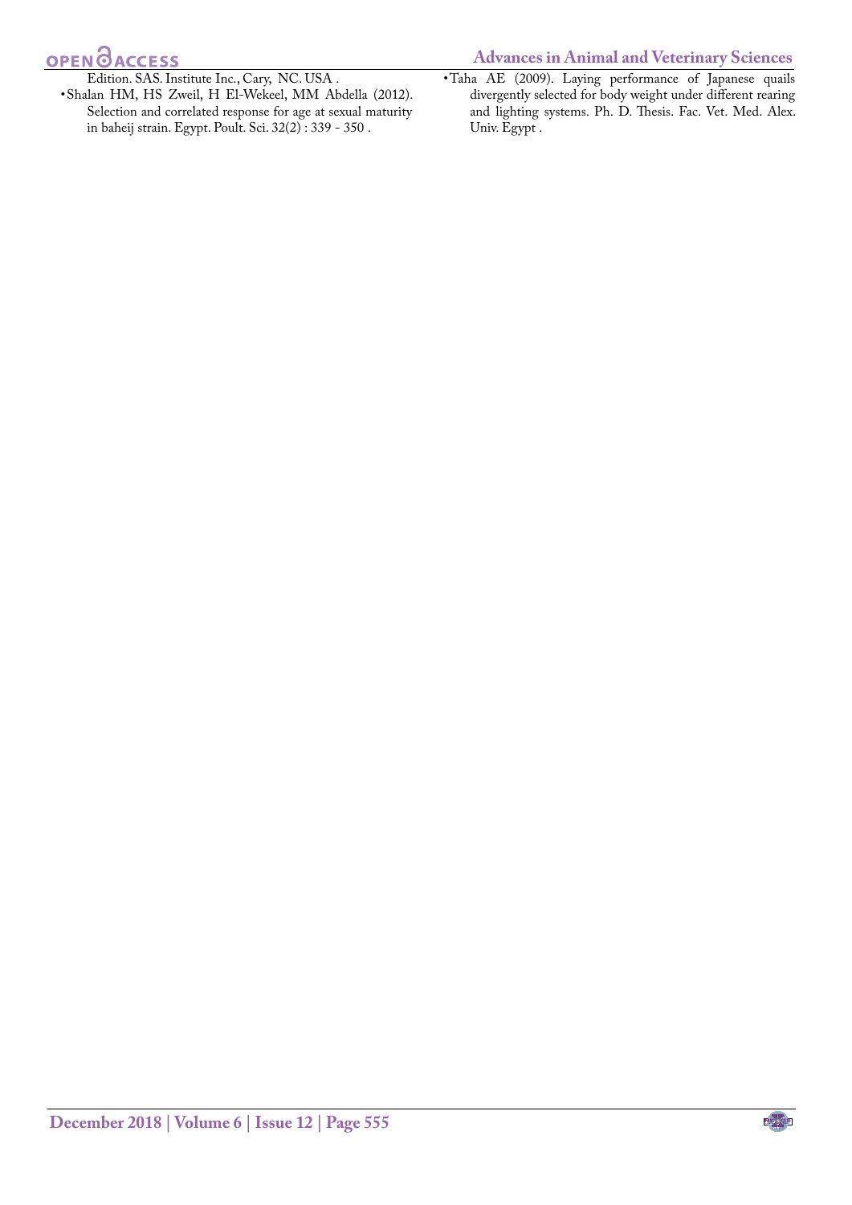Edition. SAS. Institute Inc., Cary, NC. USA .

- Shalan HM, HS Zweil, H El-Wekeel, MM Abdella (2012). Selection and correlated response for age at sexual maturity in baheij strain. Egypt. Poult. Sci. 32(2) : 339 - 350 .
- Taha AE (2009). Laying performance of Japanese quails divergently selected for body weight under different rearing and lighting systems. Ph. D. Thesis. Fac. Vet. Med. Alex. Univ. Egypt .